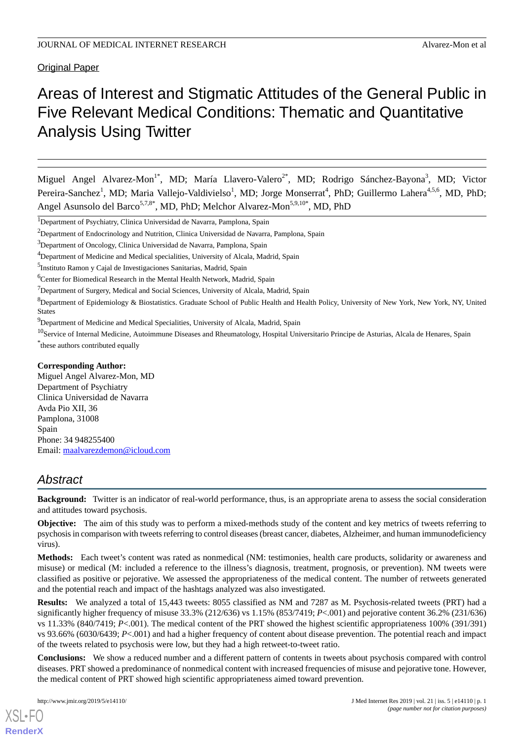Original Paper

# Areas of Interest and Stigmatic Attitudes of the General Public in Five Relevant Medical Conditions: Thematic and Quantitative Analysis Using Twitter

Miguel Angel Alvarez-Mon[1*], MD; María Llavero-Valero[2*], MD; Rodrigo Sánchez-Bayona[3], MD; Victor Pereira-Sanchez[1], MD; Maria Vallejo-Valdivielso[1], MD; Jorge Monserrat[4], PhD; Guillermo Lahera[4,5,6], MD, PhD; Angel Asunsolo del Barco[5,7,8*], MD, PhD; Melchor Alvarez-Mon[5,9,10*], MD, PhD

[1]Department of Psychiatry, Clinica Universidad de Navarra, Pamplona, Spain

[2]Department of Endocrinology and Nutrition, Clinica Universidad de Navarra, Pamplona, Spain

[3]Department of Oncology, Clinica Universidad de Navarra, Pamplona, Spain

[4]Department of Medicine and Medical specialities, University of Alcala, Madrid, Spain

[5]Instituto Ramon y Cajal de Investigaciones Sanitarias, Madrid, Spain

[6]Center for Biomedical Research in the Mental Health Network, Madrid, Spain

[7]Department of Surgery, Medical and Social Sciences, University of Alcala, Madrid, Spain

[8]Department of Epidemiology & Biostatistics. Graduate School of Public Health and Health Policy, University of New York, New York, NY, United States

[9]Department of Medicine and Medical Specialities, University of Alcala, Madrid, Spain

[10]Service of Internal Medicine, Autoimmune Diseases and Rheumatology, Hospital Universitario Principe de Asturias, Alcala de Henares, Spain

*these authors contributed equally

**Corresponding Author:**
Miguel Angel Alvarez-Mon, MD
Department of Psychiatry
Clinica Universidad de Navarra
Avda Pio XII, 36
Pamplona, 31008
Spain
Phone: 34 948255400
Email: maalvarezdemon@icloud.com

## Abstract

**Background:** Twitter is an indicator of real-world performance, thus, is an appropriate arena to assess the social consideration and attitudes toward psychosis.

**Objective:** The aim of this study was to perform a mixed-methods study of the content and key metrics of tweets referring to psychosis in comparison with tweets referring to control diseases (breast cancer, diabetes, Alzheimer, and human immunodeficiency virus).

**Methods:** Each tweet's content was rated as nonmedical (NM: testimonies, health care products, solidarity or awareness and misuse) or medical (M: included a reference to the illness's diagnosis, treatment, prognosis, or prevention). NM tweets were classified as positive or pejorative. We assessed the appropriateness of the medical content. The number of retweets generated and the potential reach and impact of the hashtags analyzed was also investigated.

**Results:** We analyzed a total of 15,443 tweets: 8055 classified as NM and 7287 as M. Psychosis-related tweets (PRT) had a significantly higher frequency of misuse 33.3% (212/636) vs 1.15% (853/7419; *P*<.001) and pejorative content 36.2% (231/636) vs 11.33% (840/7419; *P*<.001). The medical content of the PRT showed the highest scientific appropriateness 100% (391/391) vs 93.66% (6030/6439; *P*<.001) and had a higher frequency of content about disease prevention. The potential reach and impact of the tweets related to psychosis were low, but they had a high retweet-to-tweet ratio.

**Conclusions:** We show a reduced number and a different pattern of contents in tweets about psychosis compared with control diseases. PRT showed a predominance of nonmedical content with increased frequencies of misuse and pejorative tone. However, the medical content of PRT showed high scientific appropriateness aimed toward prevention.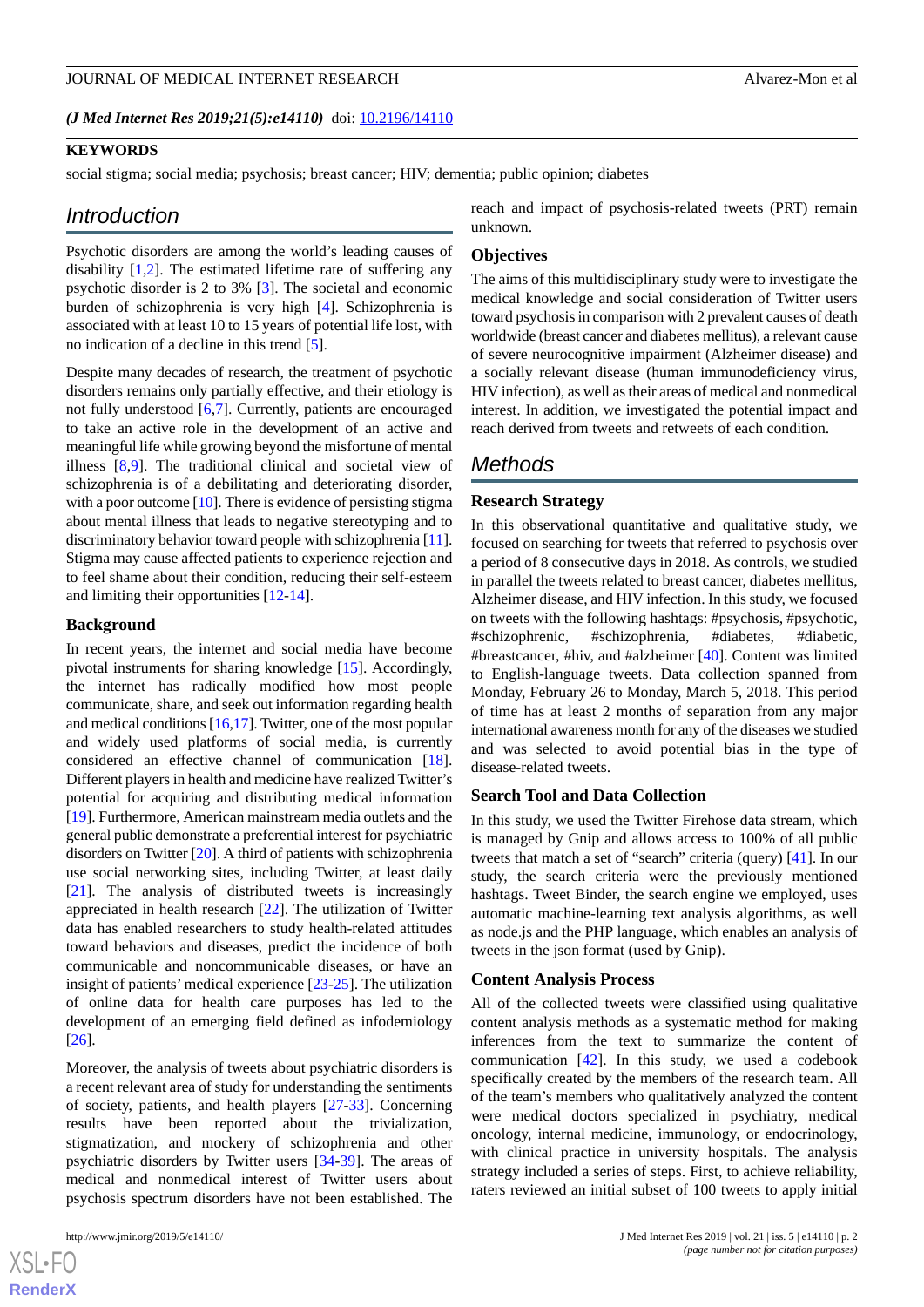(*J Med Internet Res 2019;21(5):e14110)* doi: 10.2196/14110

**KEYWORDS**

social stigma; social media; psychosis; breast cancer; HIV; dementia; public opinion; diabetes

## Introduction

Psychotic disorders are among the world's leading causes of disability [1,2]. The estimated lifetime rate of suffering any psychotic disorder is 2 to 3% [3]. The societal and economic burden of schizophrenia is very high [4]. Schizophrenia is associated with at least 10 to 15 years of potential life lost, with no indication of a decline in this trend [5].

Despite many decades of research, the treatment of psychotic disorders remains only partially effective, and their etiology is not fully understood [6,7]. Currently, patients are encouraged to take an active role in the development of an active and meaningful life while growing beyond the misfortune of mental illness [8,9]. The traditional clinical and societal view of schizophrenia is of a debilitating and deteriorating disorder, with a poor outcome [10]. There is evidence of persisting stigma about mental illness that leads to negative stereotyping and to discriminatory behavior toward people with schizophrenia [11]. Stigma may cause affected patients to experience rejection and to feel shame about their condition, reducing their self-esteem and limiting their opportunities [12-14].

### Background

In recent years, the internet and social media have become pivotal instruments for sharing knowledge [15]. Accordingly, the internet has radically modified how most people communicate, share, and seek out information regarding health and medical conditions [16,17]. Twitter, one of the most popular and widely used platforms of social media, is currently considered an effective channel of communication [18]. Different players in health and medicine have realized Twitter's potential for acquiring and distributing medical information [19]. Furthermore, American mainstream media outlets and the general public demonstrate a preferential interest for psychiatric disorders on Twitter [20]. A third of patients with schizophrenia use social networking sites, including Twitter, at least daily [21]. The analysis of distributed tweets is increasingly appreciated in health research [22]. The utilization of Twitter data has enabled researchers to study health-related attitudes toward behaviors and diseases, predict the incidence of both communicable and noncommunicable diseases, or have an insight of patients' medical experience [23-25]. The utilization of online data for health care purposes has led to the development of an emerging field defined as infodemiology [26].

Moreover, the analysis of tweets about psychiatric disorders is a recent relevant area of study for understanding the sentiments of society, patients, and health players [27-33]. Concerning results have been reported about the trivialization, stigmatization, and mockery of schizophrenia and other psychiatric disorders by Twitter users [34-39]. The areas of medical and nonmedical interest of Twitter users about psychosis spectrum disorders have not been established. The reach and impact of psychosis-related tweets (PRT) remain unknown.

### Objectives

The aims of this multidisciplinary study were to investigate the medical knowledge and social consideration of Twitter users toward psychosis in comparison with 2 prevalent causes of death worldwide (breast cancer and diabetes mellitus), a relevant cause of severe neurocognitive impairment (Alzheimer disease) and a socially relevant disease (human immunodeficiency virus, HIV infection), as well as their areas of medical and nonmedical interest. In addition, we investigated the potential impact and reach derived from tweets and retweets of each condition.

## Methods

### Research Strategy

In this observational quantitative and qualitative study, we focused on searching for tweets that referred to psychosis over a period of 8 consecutive days in 2018. As controls, we studied in parallel the tweets related to breast cancer, diabetes mellitus, Alzheimer disease, and HIV infection. In this study, we focused on tweets with the following hashtags: #psychosis, #psychotic, #schizophrenic, #schizophrenia, #diabetes, #diabetic, #breastcancer, #hiv, and #alzheimer [40]. Content was limited to English-language tweets. Data collection spanned from Monday, February 26 to Monday, March 5, 2018. This period of time has at least 2 months of separation from any major international awareness month for any of the diseases we studied and was selected to avoid potential bias in the type of disease-related tweets.

### Search Tool and Data Collection

In this study, we used the Twitter Firehose data stream, which is managed by Gnip and allows access to 100% of all public tweets that match a set of "search" criteria (query) [41]. In our study, the search criteria were the previously mentioned hashtags. Tweet Binder, the search engine we employed, uses automatic machine-learning text analysis algorithms, as well as node.js and the PHP language, which enables an analysis of tweets in the json format (used by Gnip).

### Content Analysis Process

All of the collected tweets were classified using qualitative content analysis methods as a systematic method for making inferences from the text to summarize the content of communication [42]. In this study, we used a codebook specifically created by the members of the research team. All of the team's members who qualitatively analyzed the content were medical doctors specialized in psychiatry, medical oncology, internal medicine, immunology, or endocrinology, with clinical practice in university hospitals. The analysis strategy included a series of steps. First, to achieve reliability, raters reviewed an initial subset of 100 tweets to apply initial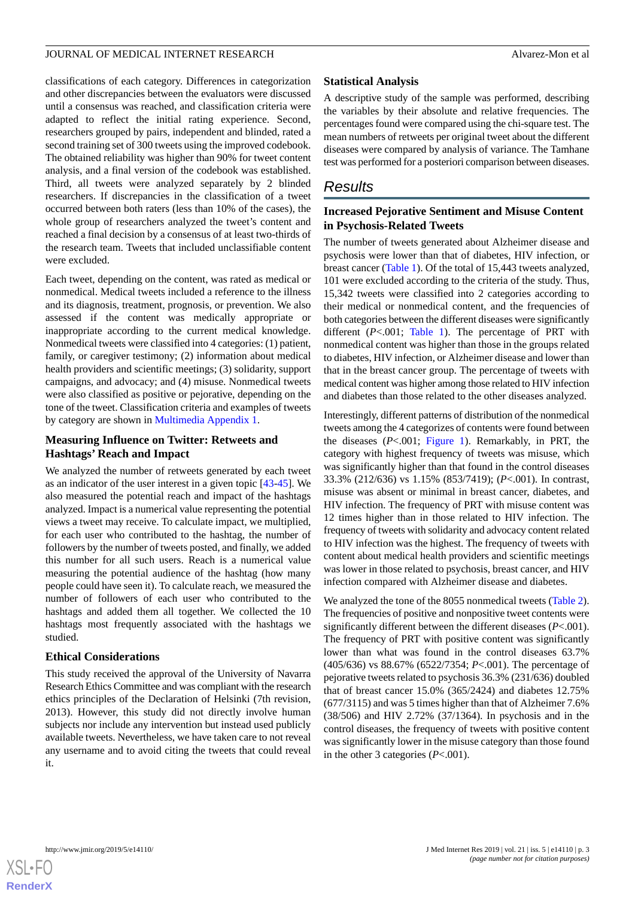classifications of each category. Differences in categorization and other discrepancies between the evaluators were discussed until a consensus was reached, and classification criteria were adapted to reflect the initial rating experience. Second, researchers grouped by pairs, independent and blinded, rated a second training set of 300 tweets using the improved codebook. The obtained reliability was higher than 90% for tweet content analysis, and a final version of the codebook was established. Third, all tweets were analyzed separately by 2 blinded researchers. If discrepancies in the classification of a tweet occurred between both raters (less than 10% of the cases), the whole group of researchers analyzed the tweet's content and reached a final decision by a consensus of at least two-thirds of the research team. Tweets that included unclassifiable content were excluded.

Each tweet, depending on the content, was rated as medical or nonmedical. Medical tweets included a reference to the illness and its diagnosis, treatment, prognosis, or prevention. We also assessed if the content was medically appropriate or inappropriate according to the current medical knowledge. Nonmedical tweets were classified into 4 categories: (1) patient, family, or caregiver testimony; (2) information about medical health providers and scientific meetings; (3) solidarity, support campaigns, and advocacy; and (4) misuse. Nonmedical tweets were also classified as positive or pejorative, depending on the tone of the tweet. Classification criteria and examples of tweets by category are shown in Multimedia Appendix 1.

### Measuring Influence on Twitter: Retweets and Hashtags' Reach and Impact

We analyzed the number of retweets generated by each tweet as an indicator of the user interest in a given topic [43-45]. We also measured the potential reach and impact of the hashtags analyzed. Impact is a numerical value representing the potential views a tweet may receive. To calculate impact, we multiplied, for each user who contributed to the hashtag, the number of followers by the number of tweets posted, and finally, we added this number for all such users. Reach is a numerical value measuring the potential audience of the hashtag (how many people could have seen it). To calculate reach, we measured the number of followers of each user who contributed to the hashtags and added them all together. We collected the 10 hashtags most frequently associated with the hashtags we studied.

### Ethical Considerations

This study received the approval of the University of Navarra Research Ethics Committee and was compliant with the research ethics principles of the Declaration of Helsinki (7th revision, 2013). However, this study did not directly involve human subjects nor include any intervention but instead used publicly available tweets. Nevertheless, we have taken care to not reveal any username and to avoid citing the tweets that could reveal it.

### Statistical Analysis

A descriptive study of the sample was performed, describing the variables by their absolute and relative frequencies. The percentages found were compared using the chi-square test. The mean numbers of retweets per original tweet about the different diseases were compared by analysis of variance. The Tamhane test was performed for a posteriori comparison between diseases.

## Results

### Increased Pejorative Sentiment and Misuse Content in Psychosis-Related Tweets

The number of tweets generated about Alzheimer disease and psychosis were lower than that of diabetes, HIV infection, or breast cancer (Table 1). Of the total of 15,443 tweets analyzed, 101 were excluded according to the criteria of the study. Thus, 15,342 tweets were classified into 2 categories according to their medical or nonmedical content, and the frequencies of both categories between the different diseases were significantly different ($P$<.001; Table 1). The percentage of PRT with nonmedical content was higher than those in the groups related to diabetes, HIV infection, or Alzheimer disease and lower than that in the breast cancer group. The percentage of tweets with medical content was higher among those related to HIV infection and diabetes than those related to the other diseases analyzed.

Interestingly, different patterns of distribution of the nonmedical tweets among the 4 categorizes of contents were found between the diseases ($P$<.001; Figure 1). Remarkably, in PRT, the category with highest frequency of tweets was misuse, which was significantly higher than that found in the control diseases 33.3% (212/636) vs 1.15% (853/7419); ($P$<.001). In contrast, misuse was absent or minimal in breast cancer, diabetes, and HIV infection. The frequency of PRT with misuse content was 12 times higher than in those related to HIV infection. The frequency of tweets with solidarity and advocacy content related to HIV infection was the highest. The frequency of tweets with content about medical health providers and scientific meetings was lower in those related to psychosis, breast cancer, and HIV infection compared with Alzheimer disease and diabetes.

We analyzed the tone of the 8055 nonmedical tweets (Table 2). The frequencies of positive and nonpositive tweet contents were significantly different between the different diseases ($P$<.001). The frequency of PRT with positive content was significantly lower than what was found in the control diseases 63.7% (405/636) vs 88.67% (6522/7354; $P$<.001). The percentage of pejorative tweets related to psychosis 36.3% (231/636) doubled that of breast cancer 15.0% (365/2424) and diabetes 12.75% (677/3115) and was 5 times higher than that of Alzheimer 7.6% (38/506) and HIV 2.72% (37/1364). In psychosis and in the control diseases, the frequency of tweets with positive content was significantly lower in the misuse category than those found in the other 3 categories ($P$<.001).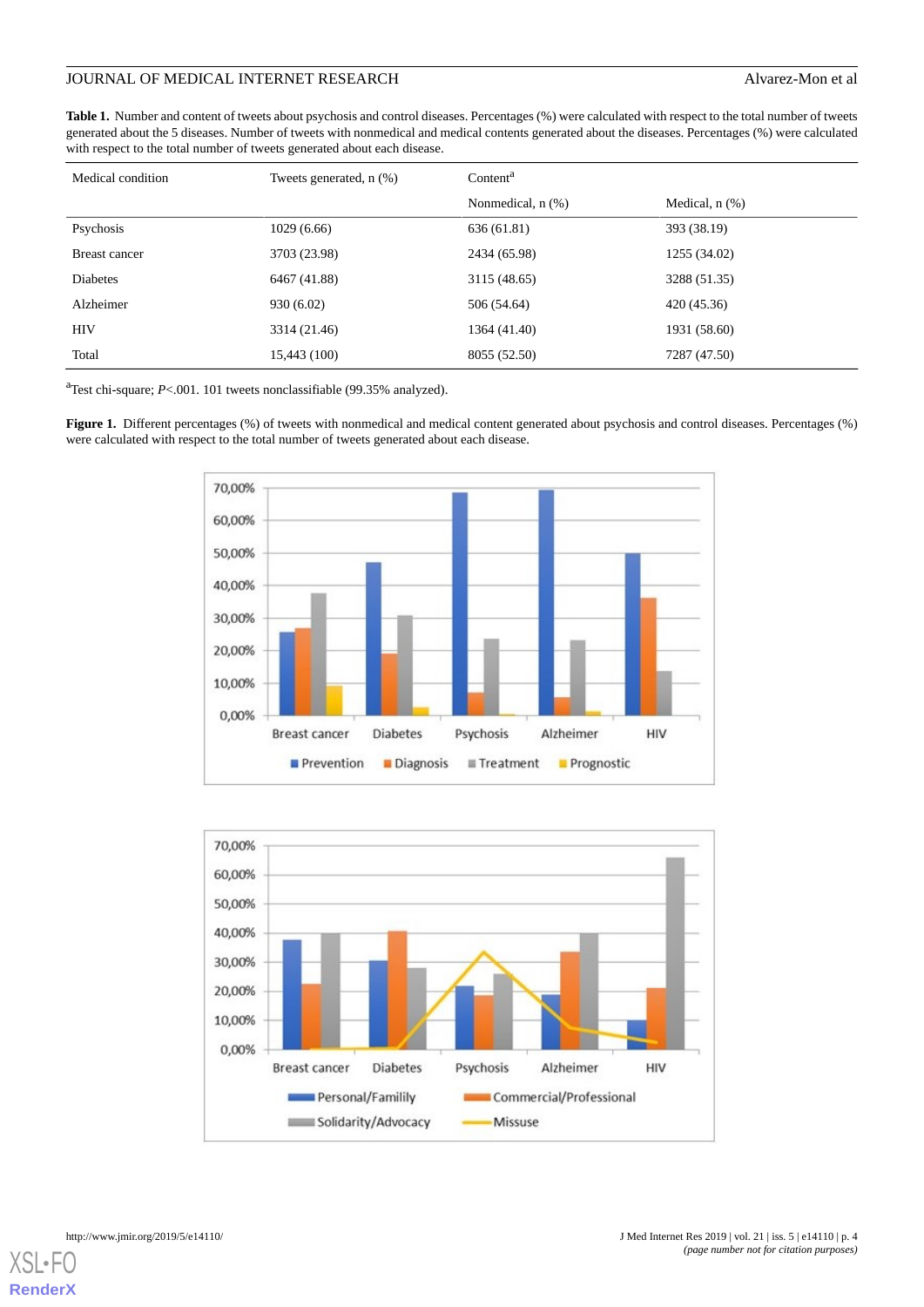**Table 1.** Number and content of tweets about psychosis and control diseases. Percentages (%) were calculated with respect to the total number of tweets generated about the 5 diseases. Number of tweets with nonmedical and medical contents generated about the diseases. Percentages (%) were calculated with respect to the total number of tweets generated about each disease.

| Medical condition | Tweets generated, n (%) | Content[a] | |
|---|---|---|---|
| | | Nonmedical, n (%) | Medical, n (%) |
| Psychosis | 1029 (6.66) | 636 (61.81) | 393 (38.19) |
| Breast cancer | 3703 (23.98) | 2434 (65.98) | 1255 (34.02) |
| Diabetes | 6467 (41.88) | 3115 (48.65) | 3288 (51.35) |
| Alzheimer | 930 (6.02) | 506 (54.64) | 420 (45.36) |
| HIV | 3314 (21.46) | 1364 (41.40) | 1931 (58.60) |
| Total | 15,443 (100) | 8055 (52.50) | 7287 (47.50) |

[a]Test chi-square; *P*<.001. 101 tweets nonclassifiable (99.35% analyzed).

**Figure 1.** Different percentages (%) of tweets with nonmedical and medical content generated about psychosis and control diseases. Percentages (%) were calculated with respect to the total number of tweets generated about each disease.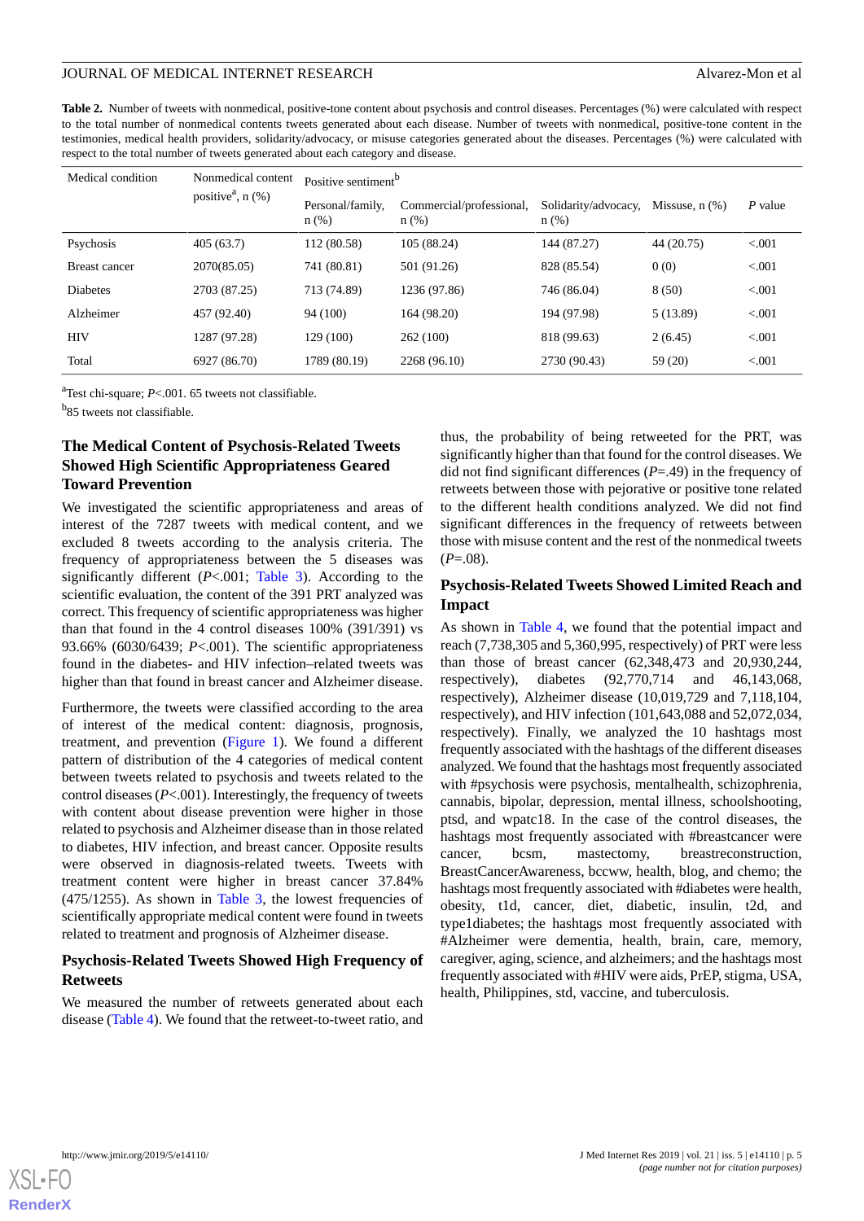**Table 2.** Number of tweets with nonmedical, positive-tone content about psychosis and control diseases. Percentages (%) were calculated with respect to the total number of nonmedical contents tweets generated about each disease. Number of tweets with nonmedical, positive-tone content in the testimonies, medical health providers, solidarity/advocacy, or misuse categories generated about the diseases. Percentages (%) were calculated with respect to the total number of tweets generated about each category and disease.

| Medical condition | Nonmedical content positive[a], n (%) | Positive sentiment[b] | | | | |
|---|---|---|---|---|---|---|
| | | Personal/family, n (%) | Commercial/professional, n (%) | Solidarity/advocacy, n (%) | Missuse, n (%) | *P* value |
| Psychosis | 405 (63.7) | 112 (80.58) | 105 (88.24) | 144 (87.27) | 44 (20.75) | <.001 |
| Breast cancer | 2070(85.05) | 741 (80.81) | 501 (91.26) | 828 (85.54) | 0 (0) | <.001 |
| Diabetes | 2703 (87.25) | 713 (74.89) | 1236 (97.86) | 746 (86.04) | 8 (50) | <.001 |
| Alzheimer | 457 (92.40) | 94 (100) | 164 (98.20) | 194 (97.98) | 5 (13.89) | <.001 |
| HIV | 1287 (97.28) | 129 (100) | 262 (100) | 818 (99.63) | 2 (6.45) | <.001 |
| Total | 6927 (86.70) | 1789 (80.19) | 2268 (96.10) | 2730 (90.43) | 59 (20) | <.001 |

[a]Test chi-square; *P*<.001. 65 tweets not classifiable.

[b]85 tweets not classifiable.

### The Medical Content of Psychosis-Related Tweets Showed High Scientific Appropriateness Geared Toward Prevention

We investigated the scientific appropriateness and areas of interest of the 7287 tweets with medical content, and we excluded 8 tweets according to the analysis criteria. The frequency of appropriateness between the 5 diseases was significantly different (*P*<.001; Table 3). According to the scientific evaluation, the content of the 391 PRT analyzed was correct. This frequency of scientific appropriateness was higher than that found in the 4 control diseases 100% (391/391) vs 93.66% (6030/6439; *P*<.001). The scientific appropriateness found in the diabetes- and HIV infection–related tweets was higher than that found in breast cancer and Alzheimer disease.

Furthermore, the tweets were classified according to the area of interest of the medical content: diagnosis, prognosis, treatment, and prevention (Figure 1). We found a different pattern of distribution of the 4 categories of medical content between tweets related to psychosis and tweets related to the control diseases (*P*<.001). Interestingly, the frequency of tweets with content about disease prevention were higher in those related to psychosis and Alzheimer disease than in those related to diabetes, HIV infection, and breast cancer. Opposite results were observed in diagnosis-related tweets. Tweets with treatment content were higher in breast cancer 37.84% (475/1255). As shown in Table 3, the lowest frequencies of scientifically appropriate medical content were found in tweets related to treatment and prognosis of Alzheimer disease.

### Psychosis-Related Tweets Showed High Frequency of Retweets

We measured the number of retweets generated about each disease (Table 4). We found that the retweet-to-tweet ratio, and thus, the probability of being retweeted for the PRT, was significantly higher than that found for the control diseases. We did not find significant differences (*P*=.49) in the frequency of retweets between those with pejorative or positive tone related to the different health conditions analyzed. We did not find significant differences in the frequency of retweets between those with misuse content and the rest of the nonmedical tweets (*P*=.08).

### Psychosis-Related Tweets Showed Limited Reach and Impact

As shown in Table 4, we found that the potential impact and reach (7,738,305 and 5,360,995, respectively) of PRT were less than those of breast cancer (62,348,473 and 20,930,244, respectively), diabetes (92,770,714 and 46,143,068, respectively), Alzheimer disease (10,019,729 and 7,118,104, respectively), and HIV infection (101,643,088 and 52,072,034, respectively). Finally, we analyzed the 10 hashtags most frequently associated with the hashtags of the different diseases analyzed. We found that the hashtags most frequently associated with #psychosis were psychosis, mentalhealth, schizophrenia, cannabis, bipolar, depression, mental illness, schoolshooting, ptsd, and wpatc18. In the case of the control diseases, the hashtags most frequently associated with #breastcancer were cancer, bcsm, mastectomy, breastreconstruction, BreastCancerAwareness, bccww, health, blog, and chemo; the hashtags most frequently associated with #diabetes were health, obesity, t1d, cancer, diet, diabetic, insulin, t2d, and type1diabetes; the hashtags most frequently associated with #Alzheimer were dementia, health, brain, care, memory, caregiver, aging, science, and alzheimers; and the hashtags most frequently associated with #HIV were aids, PrEP, stigma, USA, health, Philippines, std, vaccine, and tuberculosis.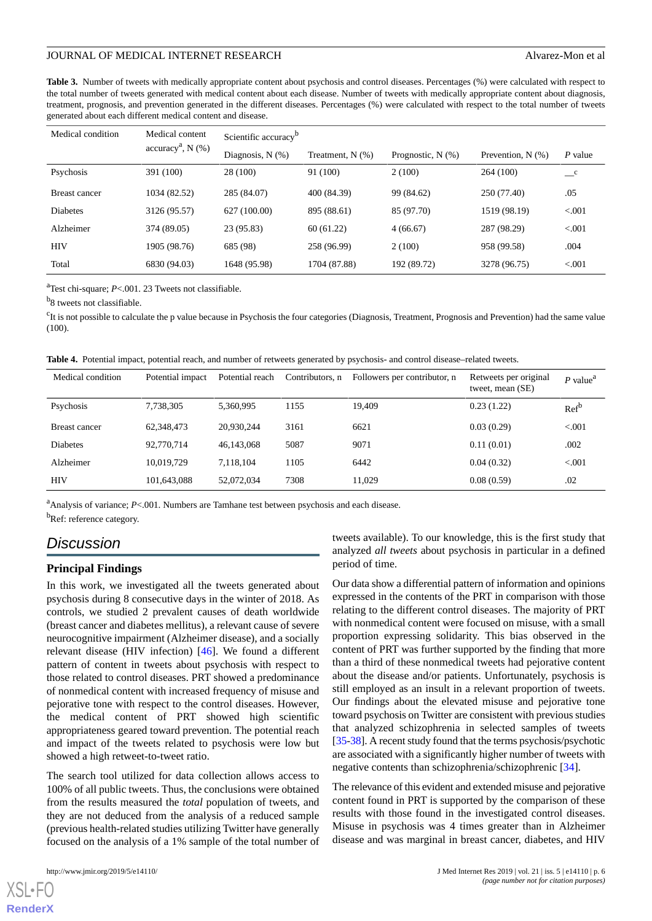**Table 3.** Number of tweets with medically appropriate content about psychosis and control diseases. Percentages (%) were calculated with respect to the total number of tweets generated with medical content about each disease. Number of tweets with medically appropriate content about diagnosis, treatment, prognosis, and prevention generated in the different diseases. Percentages (%) were calculated with respect to the total number of tweets generated about each different medical content and disease.

| Medical condition | Medical content accuracy[a], N (%) | Scientific accuracy[b] | | | | |
|---|---|---|---|---|---|---|
| | | Diagnosis, N (%) | Treatment, N (%) | Prognostic, N (%) | Prevention, N (%) | *P* value |
| Psychosis | 391 (100) | 28 (100) | 91 (100) | 2 (100) | 264 (100) | —[c] |
| Breast cancer | 1034 (82.52) | 285 (84.07) | 400 (84.39) | 99 (84.62) | 250 (77.40) | .05 |
| Diabetes | 3126 (95.57) | 627 (100.00) | 895 (88.61) | 85 (97.70) | 1519 (98.19) | <.001 |
| Alzheimer | 374 (89.05) | 23 (95.83) | 60 (61.22) | 4 (66.67) | 287 (98.29) | <.001 |
| HIV | 1905 (98.76) | 685 (98) | 258 (96.99) | 2 (100) | 958 (99.58) | .004 |
| Total | 6830 (94.03) | 1648 (95.98) | 1704 (87.88) | 192 (89.72) | 3278 (96.75) | <.001 |

[a]Test chi-square; *P*<.001. 23 Tweets not classifiable.

[b]8 tweets not classifiable.

[c]It is not possible to calculate the p value because in Psychosis the four categories (Diagnosis, Treatment, Prognosis and Prevention) had the same value (100).

**Table 4.** Potential impact, potential reach, and number of retweets generated by psychosis- and control disease–related tweets.

| Medical condition | Potential impact | Potential reach | Contributors, n | Followers per contributor, n | Retweets per original tweet, mean (SE) | *P* value[a] |
|---|---|---|---|---|---|---|
| Psychosis | 7,738,305 | 5,360,995 | 1155 | 19,409 | 0.23 (1.22) | Ref[b] |
| Breast cancer | 62,348,473 | 20,930,244 | 3161 | 6621 | 0.03 (0.29) | <.001 |
| Diabetes | 92,770,714 | 46,143,068 | 5087 | 9071 | 0.11 (0.01) | .002 |
| Alzheimer | 10,019,729 | 7,118,104 | 1105 | 6442 | 0.04 (0.32) | <.001 |
| HIV | 101,643,088 | 52,072,034 | 7308 | 11,029 | 0.08 (0.59) | .02 |

[a]Analysis of variance; *P*<.001. Numbers are Tamhane test between psychosis and each disease.

[b]Ref: reference category.

## Discussion

### Principal Findings

In this work, we investigated all the tweets generated about psychosis during 8 consecutive days in the winter of 2018. As controls, we studied 2 prevalent causes of death worldwide (breast cancer and diabetes mellitus), a relevant cause of severe neurocognitive impairment (Alzheimer disease), and a socially relevant disease (HIV infection) [46]. We found a different pattern of content in tweets about psychosis with respect to those related to control diseases. PRT showed a predominance of nonmedical content with increased frequency of misuse and pejorative tone with respect to the control diseases. However, the medical content of PRT showed high scientific appropriateness geared toward prevention. The potential reach and impact of the tweets related to psychosis were low but showed a high retweet-to-tweet ratio.

The search tool utilized for data collection allows access to 100% of all public tweets. Thus, the conclusions were obtained from the results measured the *total* population of tweets, and they are not deduced from the analysis of a reduced sample (previous health-related studies utilizing Twitter have generally focused on the analysis of a 1% sample of the total number of tweets available). To our knowledge, this is the first study that analyzed *all tweets* about psychosis in particular in a defined period of time.

Our data show a differential pattern of information and opinions expressed in the contents of the PRT in comparison with those relating to the different control diseases. The majority of PRT with nonmedical content were focused on misuse, with a small proportion expressing solidarity. This bias observed in the content of PRT was further supported by the finding that more than a third of these nonmedical tweets had pejorative content about the disease and/or patients. Unfortunately, psychosis is still employed as an insult in a relevant proportion of tweets. Our findings about the elevated misuse and pejorative tone toward psychosis on Twitter are consistent with previous studies that analyzed schizophrenia in selected samples of tweets [35-38]. A recent study found that the terms psychosis/psychotic are associated with a significantly higher number of tweets with negative contents than schizophrenia/schizophrenic [34].

The relevance of this evident and extended misuse and pejorative content found in PRT is supported by the comparison of these results with those found in the investigated control diseases. Misuse in psychosis was 4 times greater than in Alzheimer disease and was marginal in breast cancer, diabetes, and HIV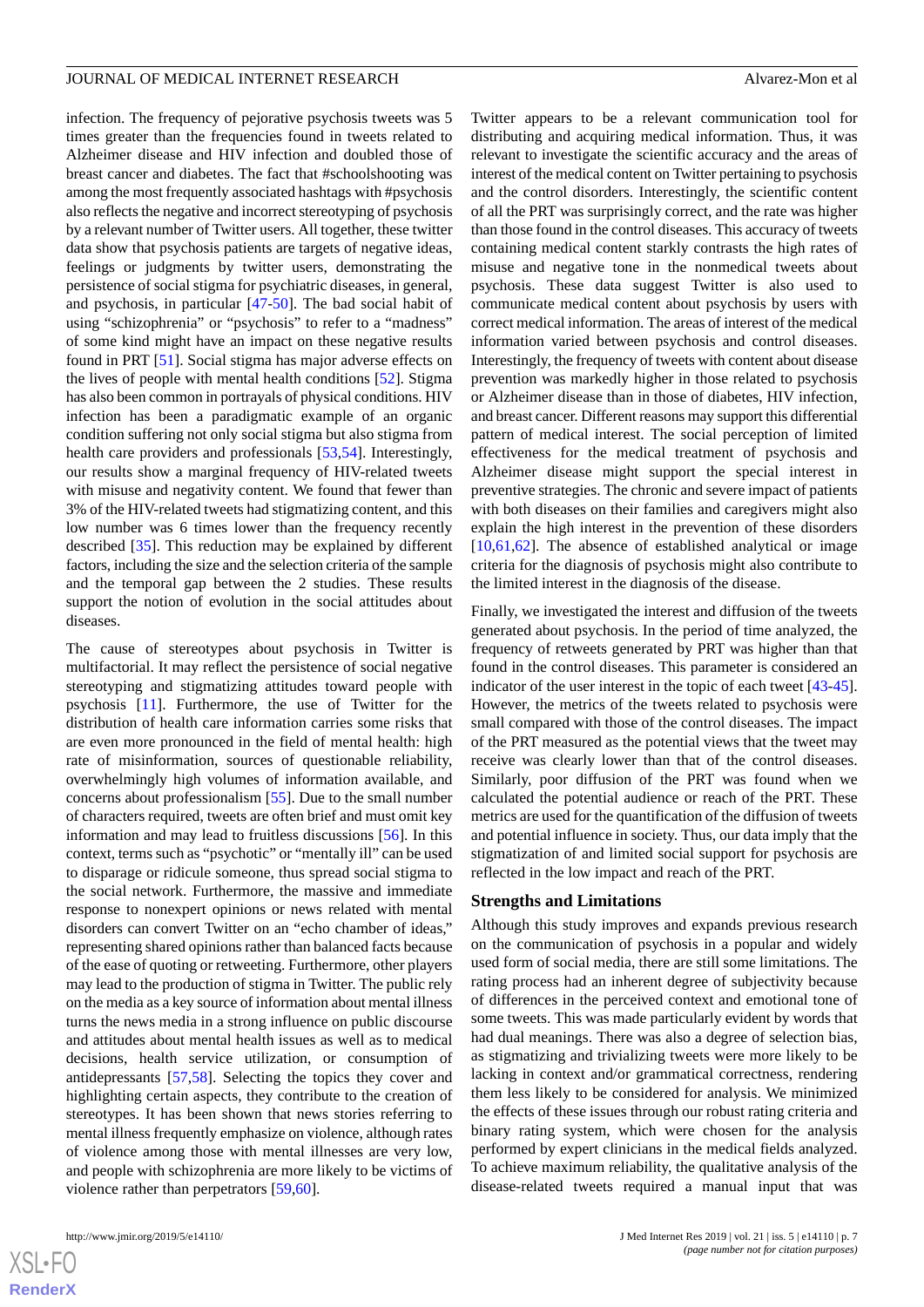infection. The frequency of pejorative psychosis tweets was 5 times greater than the frequencies found in tweets related to Alzheimer disease and HIV infection and doubled those of breast cancer and diabetes. The fact that #schoolshooting was among the most frequently associated hashtags with #psychosis also reflects the negative and incorrect stereotyping of psychosis by a relevant number of Twitter users. All together, these twitter data show that psychosis patients are targets of negative ideas, feelings or judgments by twitter users, demonstrating the persistence of social stigma for psychiatric diseases, in general, and psychosis, in particular [47-50]. The bad social habit of using "schizophrenia" or "psychosis" to refer to a "madness" of some kind might have an impact on these negative results found in PRT [51]. Social stigma has major adverse effects on the lives of people with mental health conditions [52]. Stigma has also been common in portrayals of physical conditions. HIV infection has been a paradigmatic example of an organic condition suffering not only social stigma but also stigma from health care providers and professionals [53,54]. Interestingly, our results show a marginal frequency of HIV-related tweets with misuse and negativity content. We found that fewer than 3% of the HIV-related tweets had stigmatizing content, and this low number was 6 times lower than the frequency recently described [35]. This reduction may be explained by different factors, including the size and the selection criteria of the sample and the temporal gap between the 2 studies. These results support the notion of evolution in the social attitudes about diseases.

The cause of stereotypes about psychosis in Twitter is multifactorial. It may reflect the persistence of social negative stereotyping and stigmatizing attitudes toward people with psychosis [11]. Furthermore, the use of Twitter for the distribution of health care information carries some risks that are even more pronounced in the field of mental health: high rate of misinformation, sources of questionable reliability, overwhelmingly high volumes of information available, and concerns about professionalism [55]. Due to the small number of characters required, tweets are often brief and must omit key information and may lead to fruitless discussions [56]. In this context, terms such as "psychotic" or "mentally ill" can be used to disparage or ridicule someone, thus spread social stigma to the social network. Furthermore, the massive and immediate response to nonexpert opinions or news related with mental disorders can convert Twitter on an "echo chamber of ideas," representing shared opinions rather than balanced facts because of the ease of quoting or retweeting. Furthermore, other players may lead to the production of stigma in Twitter. The public rely on the media as a key source of information about mental illness turns the news media in a strong influence on public discourse and attitudes about mental health issues as well as to medical decisions, health service utilization, or consumption of antidepressants [57,58]. Selecting the topics they cover and highlighting certain aspects, they contribute to the creation of stereotypes. It has been shown that news stories referring to mental illness frequently emphasize on violence, although rates of violence among those with mental illnesses are very low, and people with schizophrenia are more likely to be victims of violence rather than perpetrators [59,60].

Twitter appears to be a relevant communication tool for distributing and acquiring medical information. Thus, it was relevant to investigate the scientific accuracy and the areas of interest of the medical content on Twitter pertaining to psychosis and the control disorders. Interestingly, the scientific content of all the PRT was surprisingly correct, and the rate was higher than those found in the control diseases. This accuracy of tweets containing medical content starkly contrasts the high rates of misuse and negative tone in the nonmedical tweets about psychosis. These data suggest Twitter is also used to communicate medical content about psychosis by users with correct medical information. The areas of interest of the medical information varied between psychosis and control diseases. Interestingly, the frequency of tweets with content about disease prevention was markedly higher in those related to psychosis or Alzheimer disease than in those of diabetes, HIV infection, and breast cancer. Different reasons may support this differential pattern of medical interest. The social perception of limited effectiveness for the medical treatment of psychosis and Alzheimer disease might support the special interest in preventive strategies. The chronic and severe impact of patients with both diseases on their families and caregivers might also explain the high interest in the prevention of these disorders [10,61,62]. The absence of established analytical or image criteria for the diagnosis of psychosis might also contribute to the limited interest in the diagnosis of the disease.

Finally, we investigated the interest and diffusion of the tweets generated about psychosis. In the period of time analyzed, the frequency of retweets generated by PRT was higher than that found in the control diseases. This parameter is considered an indicator of the user interest in the topic of each tweet [43-45]. However, the metrics of the tweets related to psychosis were small compared with those of the control diseases. The impact of the PRT measured as the potential views that the tweet may receive was clearly lower than that of the control diseases. Similarly, poor diffusion of the PRT was found when we calculated the potential audience or reach of the PRT. These metrics are used for the quantification of the diffusion of tweets and potential influence in society. Thus, our data imply that the stigmatization of and limited social support for psychosis are reflected in the low impact and reach of the PRT.

## Strengths and Limitations

Although this study improves and expands previous research on the communication of psychosis in a popular and widely used form of social media, there are still some limitations. The rating process had an inherent degree of subjectivity because of differences in the perceived context and emotional tone of some tweets. This was made particularly evident by words that had dual meanings. There was also a degree of selection bias, as stigmatizing and trivializing tweets were more likely to be lacking in context and/or grammatical correctness, rendering them less likely to be considered for analysis. We minimized the effects of these issues through our robust rating criteria and binary rating system, which were chosen for the analysis performed by expert clinicians in the medical fields analyzed. To achieve maximum reliability, the qualitative analysis of the disease-related tweets required a manual input that was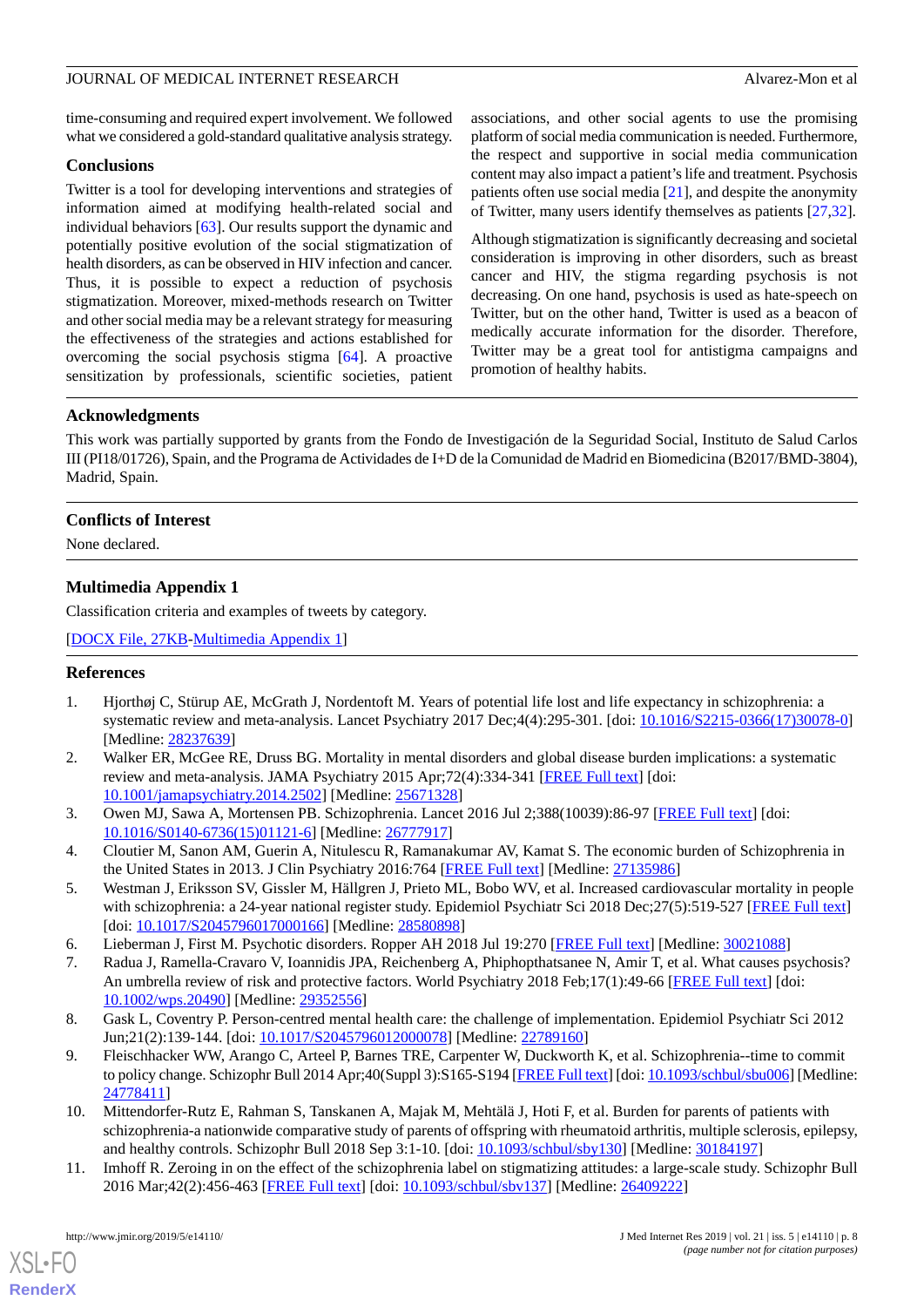time-consuming and required expert involvement. We followed what we considered a gold-standard qualitative analysis strategy.

### Conclusions

Twitter is a tool for developing interventions and strategies of information aimed at modifying health-related social and individual behaviors [63]. Our results support the dynamic and potentially positive evolution of the social stigmatization of health disorders, as can be observed in HIV infection and cancer. Thus, it is possible to expect a reduction of psychosis stigmatization. Moreover, mixed-methods research on Twitter and other social media may be a relevant strategy for measuring the effectiveness of the strategies and actions established for overcoming the social psychosis stigma [64]. A proactive sensitization by professionals, scientific societies, patient associations, and other social agents to use the promising platform of social media communication is needed. Furthermore, the respect and supportive in social media communication content may also impact a patient's life and treatment. Psychosis patients often use social media [21], and despite the anonymity of Twitter, many users identify themselves as patients [27,32].

Although stigmatization is significantly decreasing and societal consideration is improving in other disorders, such as breast cancer and HIV, the stigma regarding psychosis is not decreasing. On one hand, psychosis is used as hate-speech on Twitter, but on the other hand, Twitter is used as a beacon of medically accurate information for the disorder. Therefore, Twitter may be a great tool for antistigma campaigns and promotion of healthy habits.

## Acknowledgments

This work was partially supported by grants from the Fondo de Investigación de la Seguridad Social, Instituto de Salud Carlos III (PI18/01726), Spain, and the Programa de Actividades de I+D de la Comunidad de Madrid en Biomedicina (B2017/BMD-3804), Madrid, Spain.

## Conflicts of Interest

None declared.

## Multimedia Appendix 1

Classification criteria and examples of tweets by category.

[DOCX File, 27KB-Multimedia Appendix 1]

## References

1. Hjorthøj C, Stürup AE, McGrath J, Nordentoft M. Years of potential life lost and life expectancy in schizophrenia: a systematic review and meta-analysis. Lancet Psychiatry 2017 Dec;4(4):295-301. [doi: 10.1016/S2215-0366(17)30078-0] [Medline: 28237639]
2. Walker ER, McGee RE, Druss BG. Mortality in mental disorders and global disease burden implications: a systematic review and meta-analysis. JAMA Psychiatry 2015 Apr;72(4):334-341 [FREE Full text] [doi: 10.1001/jamapsychiatry.2014.2502] [Medline: 25671328]
3. Owen MJ, Sawa A, Mortensen PB. Schizophrenia. Lancet 2016 Jul 2;388(10039):86-97 [FREE Full text] [doi: 10.1016/S0140-6736(15)01121-6] [Medline: 26777917]
4. Cloutier M, Sanon AM, Guerin A, Nitulescu R, Ramanakumar AV, Kamat S. The economic burden of Schizophrenia in the United States in 2013. J Clin Psychiatry 2016:764 [FREE Full text] [Medline: 27135986]
5. Westman J, Eriksson SV, Gissler M, Hällgren J, Prieto ML, Bobo WV, et al. Increased cardiovascular mortality in people with schizophrenia: a 24-year national register study. Epidemiol Psychiatr Sci 2018 Dec;27(5):519-527 [FREE Full text] [doi: 10.1017/S2045796017000166] [Medline: 28580898]
6. Lieberman J, First M. Psychotic disorders. Ropper AH 2018 Jul 19:270 [FREE Full text] [Medline: 30021088]
7. Radua J, Ramella-Cravaro V, Ioannidis JPA, Reichenberg A, Phiphopthatsanee N, Amir T, et al. What causes psychosis? An umbrella review of risk and protective factors. World Psychiatry 2018 Feb;17(1):49-66 [FREE Full text] [doi: 10.1002/wps.20490] [Medline: 29352556]
8. Gask L, Coventry P. Person-centred mental health care: the challenge of implementation. Epidemiol Psychiatr Sci 2012 Jun;21(2):139-144. [doi: 10.1017/S2045796012000078] [Medline: 22789160]
9. Fleischhacker WW, Arango C, Arteel P, Barnes TRE, Carpenter W, Duckworth K, et al. Schizophrenia--time to commit to policy change. Schizophr Bull 2014 Apr;40(Suppl 3):S165-S194 [FREE Full text] [doi: 10.1093/schbul/sbu006] [Medline: 24778411]
10. Mittendorfer-Rutz E, Rahman S, Tanskanen A, Majak M, Mehtälä J, Hoti F, et al. Burden for parents of patients with schizophrenia-a nationwide comparative study of parents of offspring with rheumatoid arthritis, multiple sclerosis, epilepsy, and healthy controls. Schizophr Bull 2018 Sep 3:1-10. [doi: 10.1093/schbul/sby130] [Medline: 30184197]
11. Imhoff R. Zeroing in on the effect of the schizophrenia label on stigmatizing attitudes: a large-scale study. Schizophr Bull 2016 Mar;42(2):456-463 [FREE Full text] [doi: 10.1093/schbul/sbv137] [Medline: 26409222]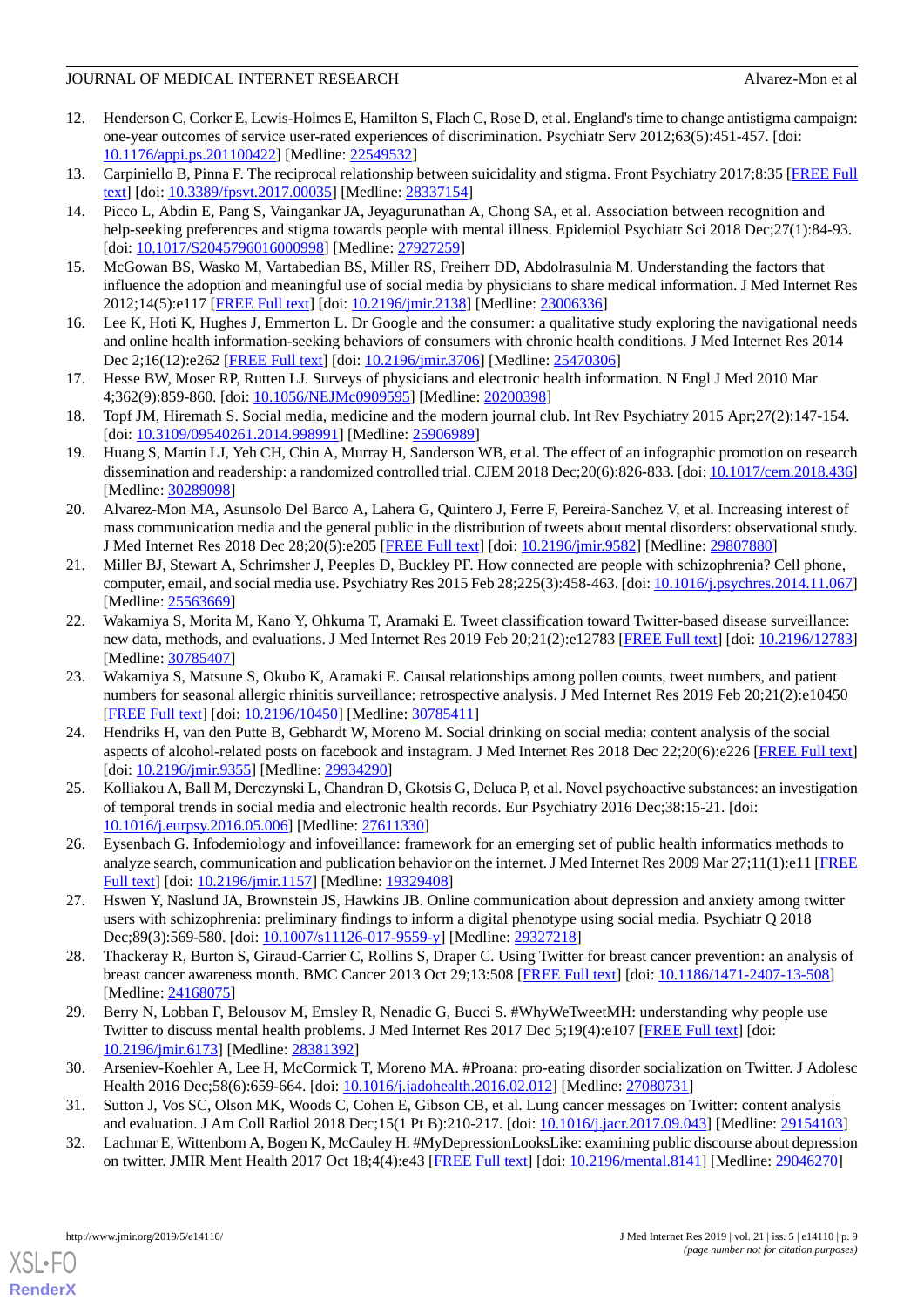12. Henderson C, Corker E, Lewis-Holmes E, Hamilton S, Flach C, Rose D, et al. England's time to change antistigma campaign: one-year outcomes of service user-rated experiences of discrimination. Psychiatr Serv 2012;63(5):451-457. [doi: 10.1176/appi.ps.201100422] [Medline: 22549532]
13. Carpiniello B, Pinna F. The reciprocal relationship between suicidality and stigma. Front Psychiatry 2017;8:35 [FREE Full text] [doi: 10.3389/fpsyt.2017.00035] [Medline: 28337154]
14. Picco L, Abdin E, Pang S, Vaingankar JA, Jeyagurunathan A, Chong SA, et al. Association between recognition and help-seeking preferences and stigma towards people with mental illness. Epidemiol Psychiatr Sci 2018 Dec;27(1):84-93. [doi: 10.1017/S2045796016000998] [Medline: 27927259]
15. McGowan BS, Wasko M, Vartabedian BS, Miller RS, Freiherr DD, Abdolrasulnia M. Understanding the factors that influence the adoption and meaningful use of social media by physicians to share medical information. J Med Internet Res 2012;14(5):e117 [FREE Full text] [doi: 10.2196/jmir.2138] [Medline: 23006336]
16. Lee K, Hoti K, Hughes J, Emmerton L. Dr Google and the consumer: a qualitative study exploring the navigational needs and online health information-seeking behaviors of consumers with chronic health conditions. J Med Internet Res 2014 Dec 2;16(12):e262 [FREE Full text] [doi: 10.2196/jmir.3706] [Medline: 25470306]
17. Hesse BW, Moser RP, Rutten LJ. Surveys of physicians and electronic health information. N Engl J Med 2010 Mar 4;362(9):859-860. [doi: 10.1056/NEJMc0909595] [Medline: 20200398]
18. Topf JM, Hiremath S. Social media, medicine and the modern journal club. Int Rev Psychiatry 2015 Apr;27(2):147-154. [doi: 10.3109/09540261.2014.998991] [Medline: 25906989]
19. Huang S, Martin LJ, Yeh CH, Chin A, Murray H, Sanderson WB, et al. The effect of an infographic promotion on research dissemination and readership: a randomized controlled trial. CJEM 2018 Dec;20(6):826-833. [doi: 10.1017/cem.2018.436] [Medline: 30289098]
20. Alvarez-Mon MA, Asunsolo Del Barco A, Lahera G, Quintero J, Ferre F, Pereira-Sanchez V, et al. Increasing interest of mass communication media and the general public in the distribution of tweets about mental disorders: observational study. J Med Internet Res 2018 Dec 28;20(5):e205 [FREE Full text] [doi: 10.2196/jmir.9582] [Medline: 29807880]
21. Miller BJ, Stewart A, Schrimsher J, Peeples D, Buckley PF. How connected are people with schizophrenia? Cell phone, computer, email, and social media use. Psychiatry Res 2015 Feb 28;225(3):458-463. [doi: 10.1016/j.psychres.2014.11.067] [Medline: 25563669]
22. Wakamiya S, Morita M, Kano Y, Ohkuma T, Aramaki E. Tweet classification toward Twitter-based disease surveillance: new data, methods, and evaluations. J Med Internet Res 2019 Feb 20;21(2):e12783 [FREE Full text] [doi: 10.2196/12783] [Medline: 30785407]
23. Wakamiya S, Matsune S, Okubo K, Aramaki E. Causal relationships among pollen counts, tweet numbers, and patient numbers for seasonal allergic rhinitis surveillance: retrospective analysis. J Med Internet Res 2019 Feb 20;21(2):e10450 [FREE Full text] [doi: 10.2196/10450] [Medline: 30785411]
24. Hendriks H, van den Putte B, Gebhardt W, Moreno M. Social drinking on social media: content analysis of the social aspects of alcohol-related posts on facebook and instagram. J Med Internet Res 2018 Dec 22;20(6):e226 [FREE Full text] [doi: 10.2196/jmir.9355] [Medline: 29934290]
25. Kolliakou A, Ball M, Derczynski L, Chandran D, Gkotsis G, Deluca P, et al. Novel psychoactive substances: an investigation of temporal trends in social media and electronic health records. Eur Psychiatry 2016 Dec;38:15-21. [doi: 10.1016/j.eurpsy.2016.05.006] [Medline: 27611330]
26. Eysenbach G. Infodemiology and infoveillance: framework for an emerging set of public health informatics methods to analyze search, communication and publication behavior on the internet. J Med Internet Res 2009 Mar 27;11(1):e11 [FREE Full text] [doi: 10.2196/jmir.1157] [Medline: 19329408]
27. Hswen Y, Naslund JA, Brownstein JS, Hawkins JB. Online communication about depression and anxiety among twitter users with schizophrenia: preliminary findings to inform a digital phenotype using social media. Psychiatr Q 2018 Dec;89(3):569-580. [doi: 10.1007/s11126-017-9559-y] [Medline: 29327218]
28. Thackeray R, Burton S, Giraud-Carrier C, Rollins S, Draper C. Using Twitter for breast cancer prevention: an analysis of breast cancer awareness month. BMC Cancer 2013 Oct 29;13:508 [FREE Full text] [doi: 10.1186/1471-2407-13-508] [Medline: 24168075]
29. Berry N, Lobban F, Belousov M, Emsley R, Nenadic G, Bucci S. #WhyWeTweetMH: understanding why people use Twitter to discuss mental health problems. J Med Internet Res 2017 Dec 5;19(4):e107 [FREE Full text] [doi: 10.2196/jmir.6173] [Medline: 28381392]
30. Arseniev-Koehler A, Lee H, McCormick T, Moreno MA. #Proana: pro-eating disorder socialization on Twitter. J Adolesc Health 2016 Dec;58(6):659-664. [doi: 10.1016/j.jadohealth.2016.02.012] [Medline: 27080731]
31. Sutton J, Vos SC, Olson MK, Woods C, Cohen E, Gibson CB, et al. Lung cancer messages on Twitter: content analysis and evaluation. J Am Coll Radiol 2018 Dec;15(1 Pt B):210-217. [doi: 10.1016/j.jacr.2017.09.043] [Medline: 29154103]
32. Lachmar E, Wittenborn A, Bogen K, McCauley H. #MyDepressionLooksLike: examining public discourse about depression on twitter. JMIR Ment Health 2017 Oct 18;4(4):e43 [FREE Full text] [doi: 10.2196/mental.8141] [Medline: 29046270]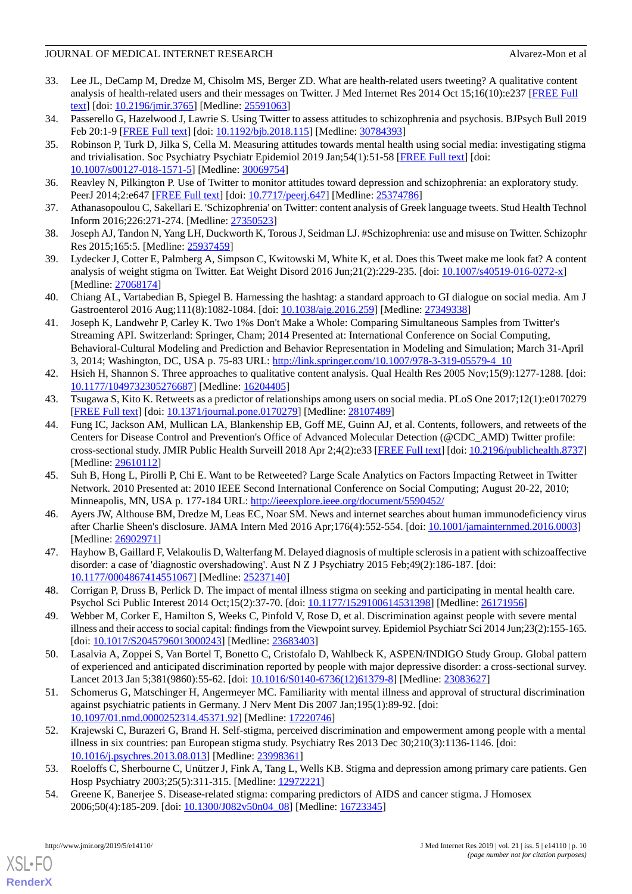33. Lee JL, DeCamp M, Dredze M, Chisolm MS, Berger ZD. What are health-related users tweeting? A qualitative content analysis of health-related users and their messages on Twitter. J Med Internet Res 2014 Oct 15;16(10):e237 [FREE Full text] [doi: 10.2196/jmir.3765] [Medline: 25591063]
34. Passerello G, Hazelwood J, Lawrie S. Using Twitter to assess attitudes to schizophrenia and psychosis. BJPsych Bull 2019 Feb 20:1-9 [FREE Full text] [doi: 10.1192/bjb.2018.115] [Medline: 30784393]
35. Robinson P, Turk D, Jilka S, Cella M. Measuring attitudes towards mental health using social media: investigating stigma and trivialisation. Soc Psychiatry Psychiatr Epidemiol 2019 Jan;54(1):51-58 [FREE Full text] [doi: 10.1007/s00127-018-1571-5] [Medline: 30069754]
36. Reavley N, Pilkington P. Use of Twitter to monitor attitudes toward depression and schizophrenia: an exploratory study. PeerJ 2014;2:e647 [FREE Full text] [doi: 10.7717/peerj.647] [Medline: 25374786]
37. Athanasopoulou C, Sakellari E. 'Schizophrenia' on Twitter: content analysis of Greek language tweets. Stud Health Technol Inform 2016;226:271-274. [Medline: 27350523]
38. Joseph AJ, Tandon N, Yang LH, Duckworth K, Torous J, Seidman LJ. #Schizophrenia: use and misuse on Twitter. Schizophr Res 2015;165:5. [Medline: 25937459]
39. Lydecker J, Cotter E, Palmberg A, Simpson C, Kwitowski M, White K, et al. Does this Tweet make me look fat? A content analysis of weight stigma on Twitter. Eat Weight Disord 2016 Jun;21(2):229-235. [doi: 10.1007/s40519-016-0272-x] [Medline: 27068174]
40. Chiang AL, Vartabedian B, Spiegel B. Harnessing the hashtag: a standard approach to GI dialogue on social media. Am J Gastroenterol 2016 Aug;111(8):1082-1084. [doi: 10.1038/ajg.2016.259] [Medline: 27349338]
41. Joseph K, Landwehr P, Carley K. Two 1%s Don't Make a Whole: Comparing Simultaneous Samples from Twitter's Streaming API. Switzerland: Springer, Cham; 2014 Presented at: International Conference on Social Computing, Behavioral-Cultural Modeling and Prediction and Behavior Representation in Modeling and Simulation; March 31-April 3, 2014; Washington, DC, USA p. 75-83 URL: http://link.springer.com/10.1007/978-3-319-05579-4_10
42. Hsieh H, Shannon S. Three approaches to qualitative content analysis. Qual Health Res 2005 Nov;15(9):1277-1288. [doi: 10.1177/1049732305276687] [Medline: 16204405]
43. Tsugawa S, Kito K. Retweets as a predictor of relationships among users on social media. PLoS One 2017;12(1):e0170279 [FREE Full text] [doi: 10.1371/journal.pone.0170279] [Medline: 28107489]
44. Fung IC, Jackson AM, Mullican LA, Blankenship EB, Goff ME, Guinn AJ, et al. Contents, followers, and retweets of the Centers for Disease Control and Prevention's Office of Advanced Molecular Detection (@CDC_AMD) Twitter profile: cross-sectional study. JMIR Public Health Surveill 2018 Apr 2;4(2):e33 [FREE Full text] [doi: 10.2196/publichealth.8737] [Medline: 29610112]
45. Suh B, Hong L, Pirolli P, Chi E. Want to be Retweeted? Large Scale Analytics on Factors Impacting Retweet in Twitter Network. 2010 Presented at: 2010 IEEE Second International Conference on Social Computing; August 20-22, 2010; Minneapolis, MN, USA p. 177-184 URL: http://ieeexplore.ieee.org/document/5590452/
46. Ayers JW, Althouse BM, Dredze M, Leas EC, Noar SM. News and internet searches about human immunodeficiency virus after Charlie Sheen's disclosure. JAMA Intern Med 2016 Apr;176(4):552-554. [doi: 10.1001/jamainternmed.2016.0003] [Medline: 26902971]
47. Hayhow B, Gaillard F, Velakoulis D, Walterfang M. Delayed diagnosis of multiple sclerosis in a patient with schizoaffective disorder: a case of 'diagnostic overshadowing'. Aust N Z J Psychiatry 2015 Feb;49(2):186-187. [doi: 10.1177/0004867414551067] [Medline: 25237140]
48. Corrigan P, Druss B, Perlick D. The impact of mental illness stigma on seeking and participating in mental health care. Psychol Sci Public Interest 2014 Oct;15(2):37-70. [doi: 10.1177/1529100614531398] [Medline: 26171956]
49. Webber M, Corker E, Hamilton S, Weeks C, Pinfold V, Rose D, et al. Discrimination against people with severe mental illness and their access to social capital: findings from the Viewpoint survey. Epidemiol Psychiatr Sci 2014 Jun;23(2):155-165. [doi: 10.1017/S2045796013000243] [Medline: 23683403]
50. Lasalvia A, Zoppei S, Van Bortel T, Bonetto C, Cristofalo D, Wahlbeck K, ASPEN/INDIGO Study Group. Global pattern of experienced and anticipated discrimination reported by people with major depressive disorder: a cross-sectional survey. Lancet 2013 Jan 5;381(9860):55-62. [doi: 10.1016/S0140-6736(12)61379-8] [Medline: 23083627]
51. Schomerus G, Matschinger H, Angermeyer MC. Familiarity with mental illness and approval of structural discrimination against psychiatric patients in Germany. J Nerv Ment Dis 2007 Jan;195(1):89-92. [doi: 10.1097/01.nmd.0000252314.45371.92] [Medline: 17220746]
52. Krajewski C, Burazeri G, Brand H. Self-stigma, perceived discrimination and empowerment among people with a mental illness in six countries: pan European stigma study. Psychiatry Res 2013 Dec 30;210(3):1136-1146. [doi: 10.1016/j.psychres.2013.08.013] [Medline: 23998361]
53. Roeloffs C, Sherbourne C, Unützer J, Fink A, Tang L, Wells KB. Stigma and depression among primary care patients. Gen Hosp Psychiatry 2003;25(5):311-315. [Medline: 12972221]
54. Greene K, Banerjee S. Disease-related stigma: comparing predictors of AIDS and cancer stigma. J Homosex 2006;50(4):185-209. [doi: 10.1300/J082v50n04_08] [Medline: 16723345]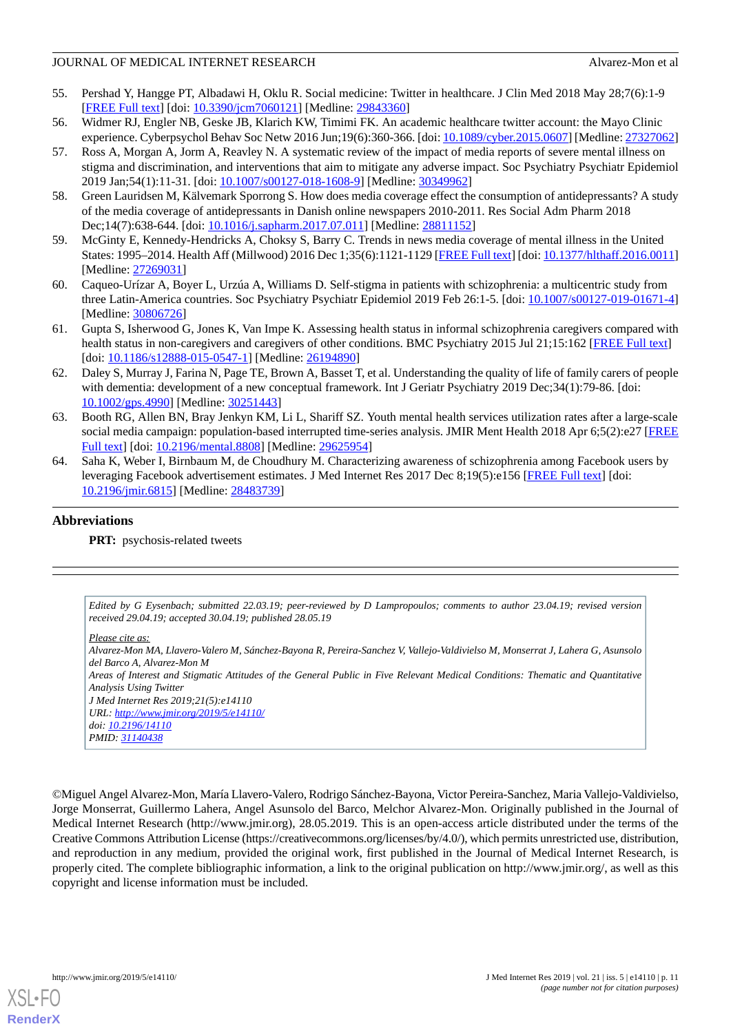55. Pershad Y, Hangge PT, Albadawi H, Oklu R. Social medicine: Twitter in healthcare. J Clin Med 2018 May 28;7(6):1-9 [FREE Full text] [doi: 10.3390/jcm7060121] [Medline: 29843360]
56. Widmer RJ, Engler NB, Geske JB, Klarich KW, Timimi FK. An academic healthcare twitter account: the Mayo Clinic experience. Cyberpsychol Behav Soc Netw 2016 Jun;19(6):360-366. [doi: 10.1089/cyber.2015.0607] [Medline: 27327062]
57. Ross A, Morgan A, Jorm A, Reavley N. A systematic review of the impact of media reports of severe mental illness on stigma and discrimination, and interventions that aim to mitigate any adverse impact. Soc Psychiatry Psychiatr Epidemiol 2019 Jan;54(1):11-31. [doi: 10.1007/s00127-018-1608-9] [Medline: 30349962]
58. Green Lauridsen M, Kälvemark Sporrong S. How does media coverage effect the consumption of antidepressants? A study of the media coverage of antidepressants in Danish online newspapers 2010-2011. Res Social Adm Pharm 2018 Dec;14(7):638-644. [doi: 10.1016/j.sapharm.2017.07.011] [Medline: 28811152]
59. McGinty E, Kennedy-Hendricks A, Choksy S, Barry C. Trends in news media coverage of mental illness in the United States: 1995–2014. Health Aff (Millwood) 2016 Dec 1;35(6):1121-1129 [FREE Full text] [doi: 10.1377/hlthaff.2016.0011] [Medline: 27269031]
60. Caqueo-Urízar A, Boyer L, Urzúa A, Williams D. Self-stigma in patients with schizophrenia: a multicentric study from three Latin-America countries. Soc Psychiatry Psychiatr Epidemiol 2019 Feb 26:1-5. [doi: 10.1007/s00127-019-01671-4] [Medline: 30806726]
61. Gupta S, Isherwood G, Jones K, Van Impe K. Assessing health status in informal schizophrenia caregivers compared with health status in non-caregivers and caregivers of other conditions. BMC Psychiatry 2015 Jul 21;15:162 [FREE Full text] [doi: 10.1186/s12888-015-0547-1] [Medline: 26194890]
62. Daley S, Murray J, Farina N, Page TE, Brown A, Basset T, et al. Understanding the quality of life of family carers of people with dementia: development of a new conceptual framework. Int J Geriatr Psychiatry 2019 Dec;34(1):79-86. [doi: 10.1002/gps.4990] [Medline: 30251443]
63. Booth RG, Allen BN, Bray Jenkyn KM, Li L, Shariff SZ. Youth mental health services utilization rates after a large-scale social media campaign: population-based interrupted time-series analysis. JMIR Ment Health 2018 Apr 6;5(2):e27 [FREE Full text] [doi: 10.2196/mental.8808] [Medline: 29625954]
64. Saha K, Weber I, Birnbaum M, de Choudhury M. Characterizing awareness of schizophrenia among Facebook users by leveraging Facebook advertisement estimates. J Med Internet Res 2017 Dec 8;19(5):e156 [FREE Full text] [doi: 10.2196/jmir.6815] [Medline: 28483739]

## Abbreviations

**PRT:** psychosis-related tweets

---

*Edited by G Eysenbach; submitted 22.03.19; peer-reviewed by D Lampropoulos; comments to author 23.04.19; revised version received 29.04.19; accepted 30.04.19; published 28.05.19*

*Please cite as:*
*Alvarez-Mon MA, Llavero-Valero M, Sánchez-Bayona R, Pereira-Sanchez V, Vallejo-Valdivielso M, Monserrat J, Lahera G, Asunsolo del Barco A, Alvarez-Mon M*
*Areas of Interest and Stigmatic Attitudes of the General Public in Five Relevant Medical Conditions: Thematic and Quantitative Analysis Using Twitter*
*J Med Internet Res 2019;21(5):e14110*
*URL: http://www.jmir.org/2019/5/e14110/*
*doi: 10.2196/14110*
*PMID: 31140438*

©Miguel Angel Alvarez-Mon, María Llavero-Valero, Rodrigo Sánchez-Bayona, Victor Pereira-Sanchez, Maria Vallejo-Valdivielso, Jorge Monserrat, Guillermo Lahera, Angel Asunsolo del Barco, Melchor Alvarez-Mon. Originally published in the Journal of Medical Internet Research (http://www.jmir.org), 28.05.2019. This is an open-access article distributed under the terms of the Creative Commons Attribution License (https://creativecommons.org/licenses/by/4.0/), which permits unrestricted use, distribution, and reproduction in any medium, provided the original work, first published in the Journal of Medical Internet Research, is properly cited. The complete bibliographic information, a link to the original publication on http://www.jmir.org/, as well as this copyright and license information must be included.